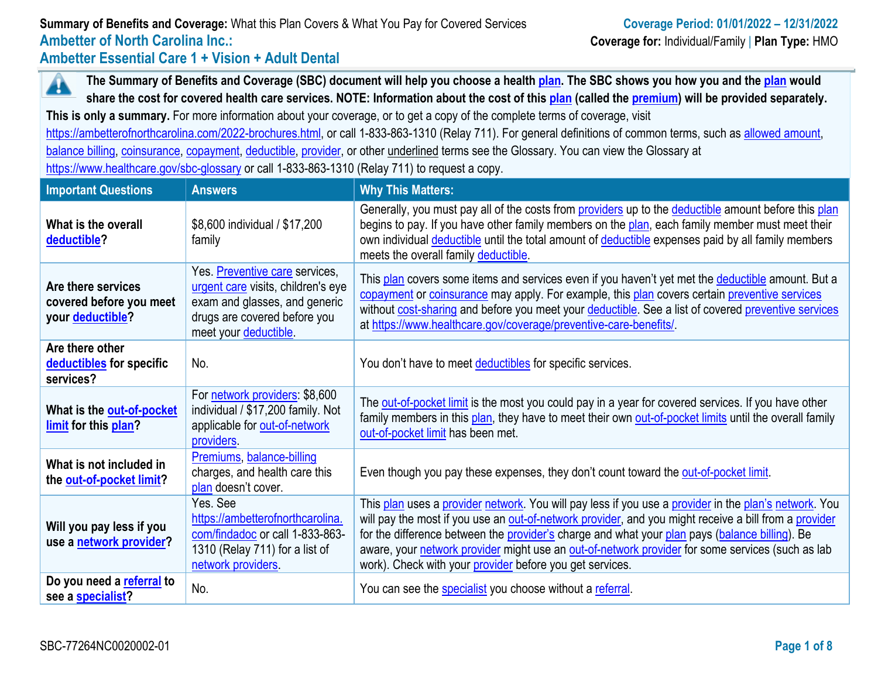**Summary of Benefits and Coverage:** What this Plan Covers & What You Pay for Covered Services

**Coverage Period: 01/01/2022 – 12/31/2022**

## Ambetter of North Carolina Inc.: Ambetter Essential Care 1 + Vision + Adult Dental

**Coverage for:** Individual/Family | **Plan Type:** HMO

**The Summary of Benefits and Coverage (SBC) document will help you choose a health plan. The SBC shows you how you and the plan would share the cost for covered health care services. NOTE: Information about the cost of this plan (called the premium) will be provided separately.**

**This is only a summary.** For more information about your coverage, or to get a copy of the complete terms of coverage, visit https://ambetterofnorthcarolina.com/2022-brochures.html, or call 1-833-863-1310 (Relay 711). For general definitions of common terms, such as allowed amount, balance billing, coinsurance, copayment, deductible, provider, or other underlined terms see the Glossary. You can view the Glossary at https://www.healthcare.gov/sbc-glossary or call 1-833-863-1310 (Relay 711) to request a copy.

| Important Questions | Answers | Why This Matters: |
|---|---|---|
| **What is the overall deductible?** | $8,600 individual / $17,200 family | Generally, you must pay all of the costs from providers up to the deductible amount before this plan begins to pay. If you have other family members on the plan, each family member must meet their own individual deductible until the total amount of deductible expenses paid by all family members meets the overall family deductible. |
| **Are there services covered before you meet your deductible?** | Yes. Preventive care services, urgent care visits, children's eye exam and glasses, and generic drugs are covered before you meet your deductible. | This plan covers some items and services even if you haven't yet met the deductible amount. But a copayment or coinsurance may apply. For example, this plan covers certain preventive services without cost-sharing and before you meet your deductible. See a list of covered preventive services at https://www.healthcare.gov/coverage/preventive-care-benefits/. |
| **Are there other deductibles for specific services?** | No. | You don't have to meet deductibles for specific services. |
| **What is the out-of-pocket limit for this plan?** | For network providers: $8,600 individual / $17,200 family. Not applicable for out-of-network providers. | The out-of-pocket limit is the most you could pay in a year for covered services. If you have other family members in this plan, they have to meet their own out-of-pocket limits until the overall family out-of-pocket limit has been met. |
| **What is not included in the out-of-pocket limit?** | Premiums, balance-billing charges, and health care this plan doesn't cover. | Even though you pay these expenses, they don't count toward the out-of-pocket limit. |
| **Will you pay less if you use a network provider?** | Yes. See https://ambetterofnorthcarolina.com/findadoc or call 1-833-863-1310 (Relay 711) for a list of network providers. | This plan uses a provider network. You will pay less if you use a provider in the plan's network. You will pay the most if you use an out-of-network provider, and you might receive a bill from a provider for the difference between the provider's charge and what your plan pays (balance billing). Be aware, your network provider might use an out-of-network provider for some services (such as lab work). Check with your provider before you get services. |
| **Do you need a referral to see a specialist?** | No. | You can see the specialist you choose without a referral. |

SBC-77264NC0020002-01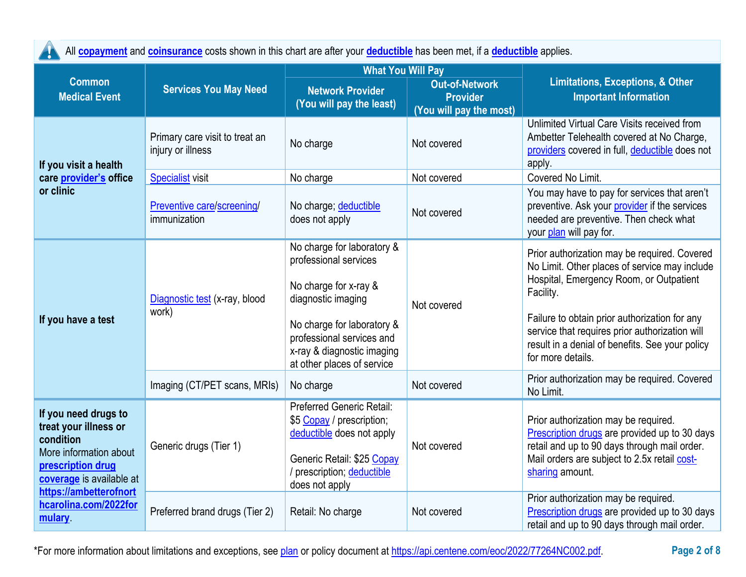All **copayment** and **coinsurance** costs shown in this chart are after your **deductible** has been met, if a **deductible** applies.

| Common Medical Event | Services You May Need | What You Will Pay | | Limitations, Exceptions, & Other Important Information |
|---|---|---|---|---|
| | | Network Provider (You will pay the least) | Out-of-Network Provider (You will pay the most) | |
| **If you visit a health care provider's office or clinic** | Primary care visit to treat an injury or illness | No charge | Not covered | Unlimited Virtual Care Visits received from Ambetter Telehealth covered at No Charge, providers covered in full, deductible does not apply. |
| | Specialist visit | No charge | Not covered | Covered No Limit. |
| | Preventive care/screening/ immunization | No charge; deductible does not apply | Not covered | You may have to pay for services that aren't preventive. Ask your provider if the services needed are preventive. Then check what your plan will pay for. |
| **If you have a test** | Diagnostic test (x-ray, blood work) | No charge for laboratory & professional services<br><br>No charge for x-ray & diagnostic imaging<br><br>No charge for laboratory & professional services and x-ray & diagnostic imaging at other places of service | Not covered | Prior authorization may be required. Covered No Limit. Other places of service may include Hospital, Emergency Room, or Outpatient Facility.<br><br>Failure to obtain prior authorization for any service that requires prior authorization will result in a denial of benefits. See your policy for more details. |
| | Imaging (CT/PET scans, MRIs) | No charge | Not covered | Prior authorization may be required. Covered No Limit. |
| **If you need drugs to treat your illness or condition**<br>More information about **prescription drug coverage** is available at **https://ambetterofnorthcarolina.com/2022formulary**. | Generic drugs (Tier 1) | Preferred Generic Retail: $5 Copay / prescription; deductible does not apply<br><br>Generic Retail: $25 Copay / prescription; deductible does not apply | Not covered | Prior authorization may be required. Prescription drugs are provided up to 30 days retail and up to 90 days through mail order. Mail orders are subject to 2.5x retail cost-sharing amount. |
| | Preferred brand drugs (Tier 2) | Retail: No charge | Not covered | Prior authorization may be required. Prescription drugs are provided up to 30 days retail and up to 90 days through mail order. |

*For more information about limitations and exceptions, see plan or policy document at https://api.centene.com/eoc/2022/77264NC002.pdf.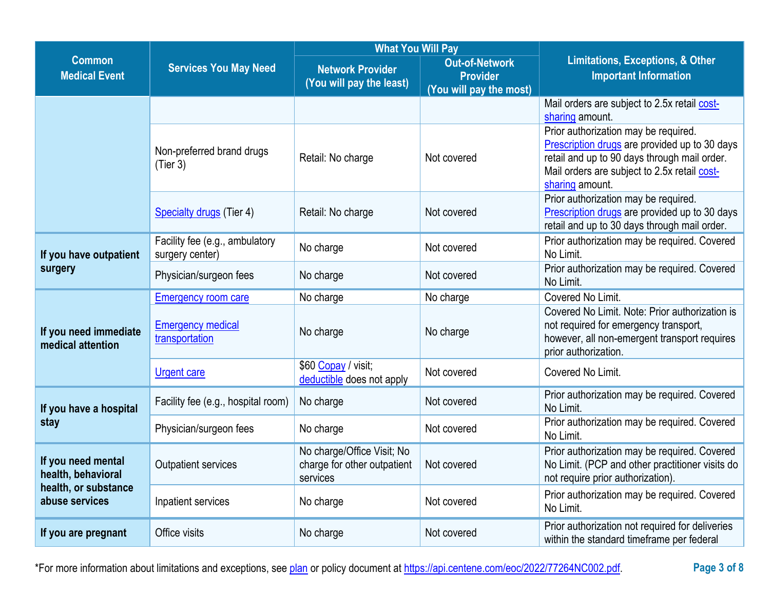| Common Medical Event | Services You May Need | What You Will Pay | | Limitations, Exceptions, & Other Important Information |
|---|---|---|---|---|
| | | Network Provider (You will pay the least) | Out-of-Network Provider (You will pay the most) | |
| | | | | Mail orders are subject to 2.5x retail cost-sharing amount. |
| | Non-preferred brand drugs (Tier 3) | Retail: No charge | Not covered | Prior authorization may be required. Prescription drugs are provided up to 30 days retail and up to 90 days through mail order. Mail orders are subject to 2.5x retail cost-sharing amount. |
| | Specialty drugs (Tier 4) | Retail: No charge | Not covered | Prior authorization may be required. Prescription drugs are provided up to 30 days retail and up to 30 days through mail order. |
| **If you have outpatient surgery** | Facility fee (e.g., ambulatory surgery center) | No charge | Not covered | Prior authorization may be required. Covered No Limit. |
| | Physician/surgeon fees | No charge | Not covered | Prior authorization may be required. Covered No Limit. |
| **If you need immediate medical attention** | Emergency room care | No charge | No charge | Covered No Limit. |
| | Emergency medical transportation | No charge | No charge | Covered No Limit. Note: Prior authorization is not required for emergency transport, however, all non-emergent transport requires prior authorization. |
| | Urgent care | $60 Copay / visit; deductible does not apply | Not covered | Covered No Limit. |
| **If you have a hospital stay** | Facility fee (e.g., hospital room) | No charge | Not covered | Prior authorization may be required. Covered No Limit. |
| | Physician/surgeon fees | No charge | Not covered | Prior authorization may be required. Covered No Limit. |
| **If you need mental health, behavioral health, or substance abuse services** | Outpatient services | No charge/Office Visit; No charge for other outpatient services | Not covered | Prior authorization may be required. Covered No Limit. (PCP and other practitioner visits do not require prior authorization). |
| | Inpatient services | No charge | Not covered | Prior authorization may be required. Covered No Limit. |
| **If you are pregnant** | Office visits | No charge | Not covered | Prior authorization not required for deliveries within the standard timeframe per federal |

*For more information about limitations and exceptions, see plan or policy document at https://api.centene.com/eoc/2022/77264NC002.pdf.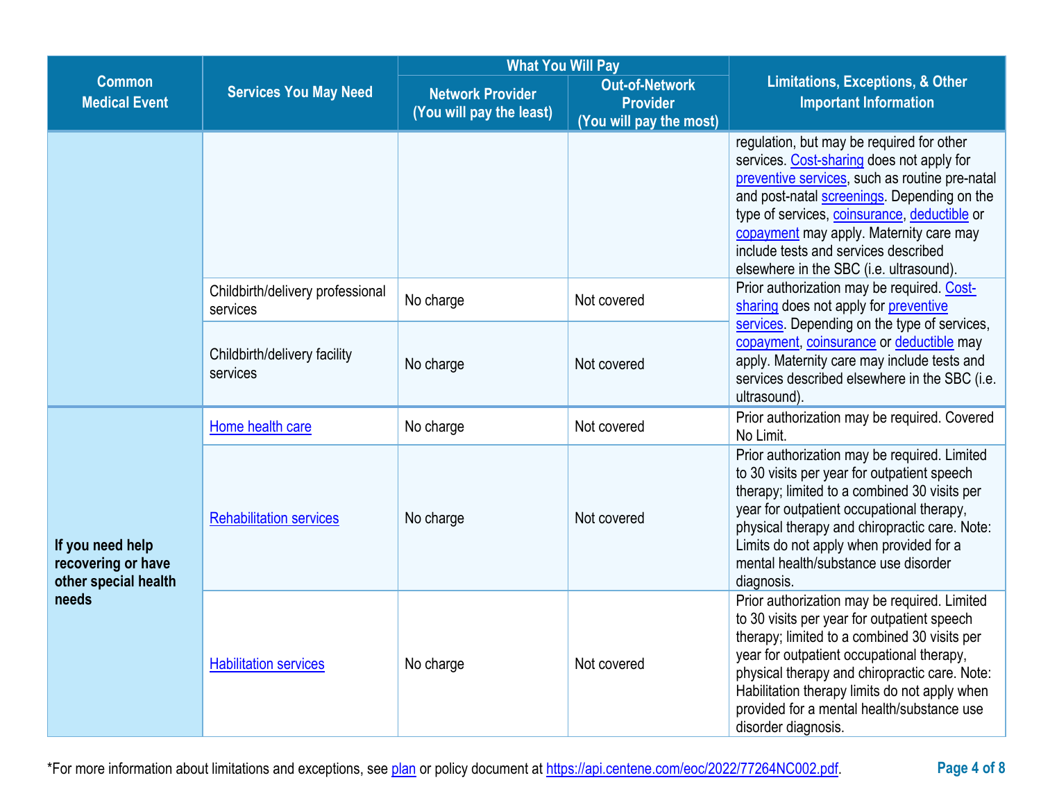| Common Medical Event | Services You May Need | What You Will Pay | | Limitations, Exceptions, & Other Important Information |
|---|---|---|---|---|
| | | Network Provider (You will pay the least) | Out-of-Network Provider (You will pay the most) | |
| | | | | regulation, but may be required for other services. Cost-sharing does not apply for preventive services, such as routine pre-natal and post-natal screenings. Depending on the type of services, coinsurance, deductible or copayment may apply. Maternity care may include tests and services described elsewhere in the SBC (i.e. ultrasound). |
| | Childbirth/delivery professional services | No charge | Not covered | Prior authorization may be required. Cost-sharing does not apply for preventive services. Depending on the type of services, copayment, coinsurance or deductible may apply. Maternity care may include tests and services described elsewhere in the SBC (i.e. ultrasound). |
| | Childbirth/delivery facility services | No charge | Not covered | |
| **If you need help recovering or have other special health needs** | Home health care | No charge | Not covered | Prior authorization may be required. Covered No Limit. |
| | Rehabilitation services | No charge | Not covered | Prior authorization may be required. Limited to 30 visits per year for outpatient speech therapy; limited to a combined 30 visits per year for outpatient occupational therapy, physical therapy and chiropractic care. Note: Limits do not apply when provided for a mental health/substance use disorder diagnosis. |
| | Habilitation services | No charge | Not covered | Prior authorization may be required. Limited to 30 visits per year for outpatient speech therapy; limited to a combined 30 visits per year for outpatient occupational therapy, physical therapy and chiropractic care. Note: Habilitation therapy limits do not apply when provided for a mental health/substance use disorder diagnosis. |

*For more information about limitations and exceptions, see plan or policy document at https://api.centene.com/eoc/2022/77264NC002.pdf.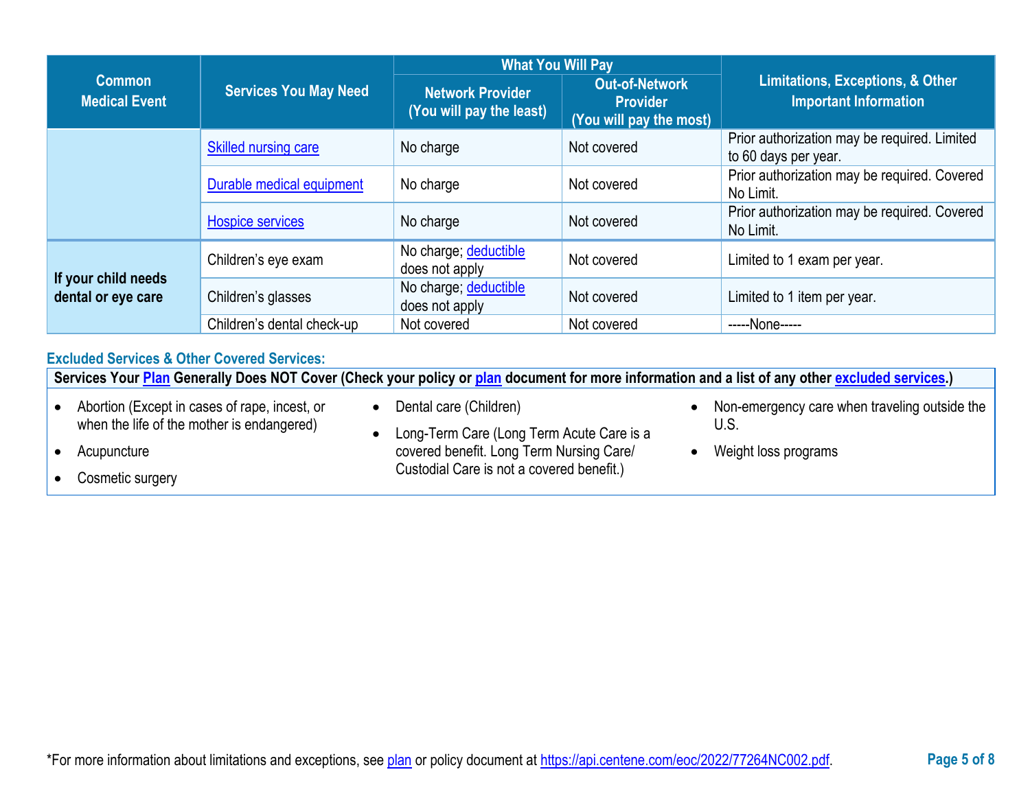| Common Medical Event | Services You May Need | What You Will Pay | | Limitations, Exceptions, & Other Important Information |
|---|---|---|---|---|
| | | Network Provider (You will pay the least) | Out-of-Network Provider (You will pay the most) | |
| | Skilled nursing care | No charge | Not covered | Prior authorization may be required. Limited to 60 days per year. |
| | Durable medical equipment | No charge | Not covered | Prior authorization may be required. Covered No Limit. |
| | Hospice services | No charge | Not covered | Prior authorization may be required. Covered No Limit. |
| **If your child needs dental or eye care** | Children's eye exam | No charge; deductible does not apply | Not covered | Limited to 1 exam per year. |
| | Children's glasses | No charge; deductible does not apply | Not covered | Limited to 1 item per year. |
| | Children's dental check-up | Not covered | Not covered | -----None----- |

### Excluded Services & Other Covered Services:

**Services Your Plan Generally Does NOT Cover (Check your policy or plan document for more information and a list of any other excluded services.)**

- Abortion (Except in cases of rape, incest, or when the life of the mother is endangered)
- Acupuncture
- Cosmetic surgery
- Dental care (Children)
- Long-Term Care (Long Term Acute Care is a covered benefit. Long Term Nursing Care/ Custodial Care is not a covered benefit.)
- Non-emergency care when traveling outside the U.S.
- Weight loss programs

*For more information about limitations and exceptions, see plan or policy document at https://api.centene.com/eoc/2022/77264NC002.pdf.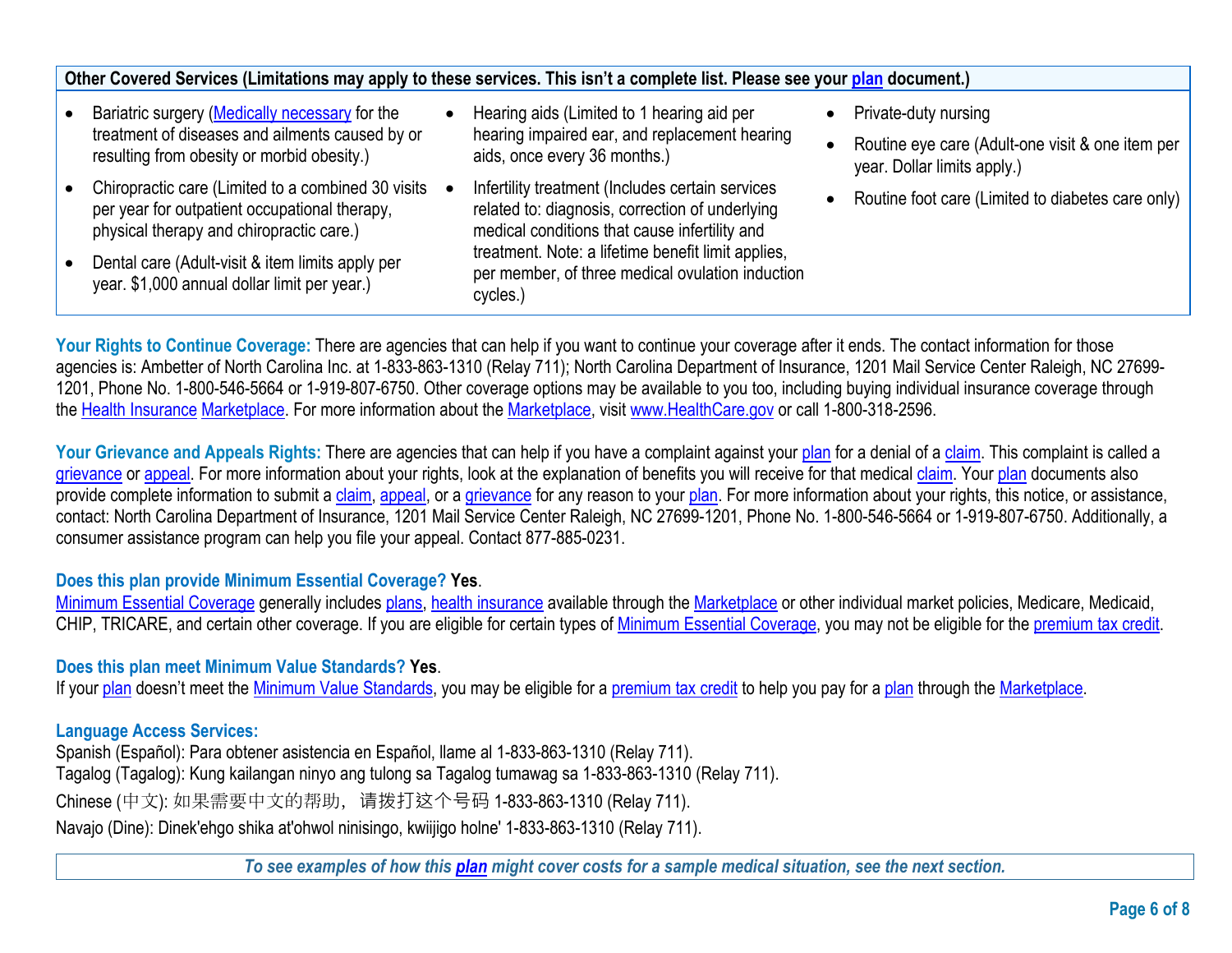**Other Covered Services (Limitations may apply to these services. This isn't a complete list. Please see your plan document.)**

- Bariatric surgery (Medically necessary for the treatment of diseases and ailments caused by or resulting from obesity or morbid obesity.)
- Chiropractic care (Limited to a combined 30 visits per year for outpatient occupational therapy, physical therapy and chiropractic care.)
- Dental care (Adult-visit & item limits apply per year. $1,000 annual dollar limit per year.)
- Hearing aids (Limited to 1 hearing aid per hearing impaired ear, and replacement hearing aids, once every 36 months.)
- Infertility treatment (Includes certain services related to: diagnosis, correction of underlying medical conditions that cause infertility and treatment. Note: a lifetime benefit limit applies, per member, of three medical ovulation induction cycles.)
- Private-duty nursing
- Routine eye care (Adult-one visit & one item per year. Dollar limits apply.)
- Routine foot care (Limited to diabetes care only)

**Your Rights to Continue Coverage:** There are agencies that can help if you want to continue your coverage after it ends. The contact information for those agencies is: Ambetter of North Carolina Inc. at 1-833-863-1310 (Relay 711); North Carolina Department of Insurance, 1201 Mail Service Center Raleigh, NC 27699-1201, Phone No. 1-800-546-5664 or 1-919-807-6750. Other coverage options may be available to you too, including buying individual insurance coverage through the Health Insurance Marketplace. For more information about the Marketplace, visit www.HealthCare.gov or call 1-800-318-2596.

**Your Grievance and Appeals Rights:** There are agencies that can help if you have a complaint against your plan for a denial of a claim. This complaint is called a grievance or appeal. For more information about your rights, look at the explanation of benefits you will receive for that medical claim. Your plan documents also provide complete information to submit a claim, appeal, or a grievance for any reason to your plan. For more information about your rights, this notice, or assistance, contact: North Carolina Department of Insurance, 1201 Mail Service Center Raleigh, NC 27699-1201, Phone No. 1-800-546-5664 or 1-919-807-6750. Additionally, a consumer assistance program can help you file your appeal. Contact 877-885-0231.

**Does this plan provide Minimum Essential Coverage? Yes**.
Minimum Essential Coverage generally includes plans, health insurance available through the Marketplace or other individual market policies, Medicare, Medicaid, CHIP, TRICARE, and certain other coverage. If you are eligible for certain types of Minimum Essential Coverage, you may not be eligible for the premium tax credit.

**Does this plan meet Minimum Value Standards? Yes**.
If your plan doesn't meet the Minimum Value Standards, you may be eligible for a premium tax credit to help you pay for a plan through the Marketplace.

**Language Access Services:**
Spanish (Español): Para obtener asistencia en Español, llame al 1-833-863-1310 (Relay 711).
Tagalog (Tagalog): Kung kailangan ninyo ang tulong sa Tagalog tumawag sa 1-833-863-1310 (Relay 711).
Chinese (中文): 如果需要中文的帮助，请拨打这个号码 1-833-863-1310 (Relay 711).
Navajo (Dine): Dinek'ehgo shika at'ohwol ninisingo, kwiijigo holne' 1-833-863-1310 (Relay 711).

*To see examples of how this plan might cover costs for a sample medical situation, see the next section.*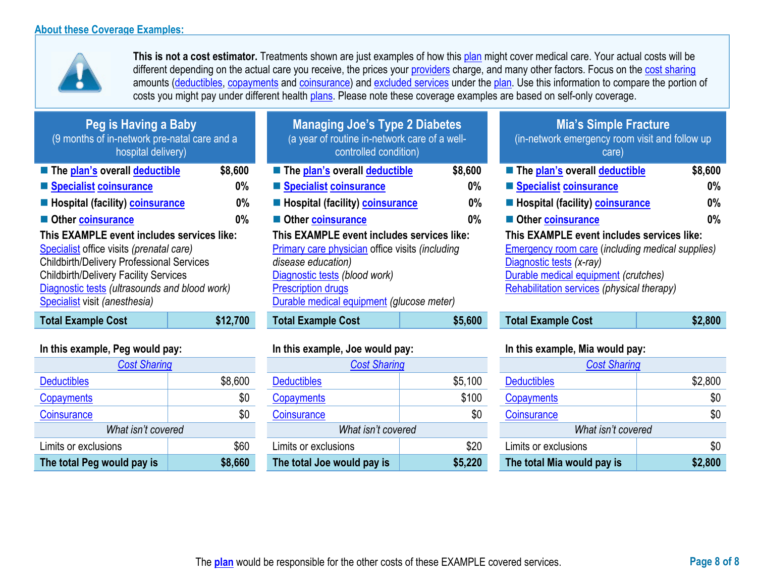## About these Coverage Examples:

**This is not a cost estimator.** Treatments shown are just examples of how this plan might cover medical care. Your actual costs will be different depending on the actual care you receive, the prices your providers charge, and many other factors. Focus on the cost sharing amounts (deductibles, copayments and coinsurance) and excluded services under the plan. Use this information to compare the portion of costs you might pay under different health plans. Please note these coverage examples are based on self-only coverage.

### Peg is Having a Baby
(9 months of in-network pre-natal care and a hospital delivery)

- **The plan's overall deductible** — **$8,600**
- **Specialist coinsurance** — **0%**
- **Hospital (facility) coinsurance** — **0%**
- **Other coinsurance** — **0%**

**This EXAMPLE event includes services like:**
Specialist office visits *(prenatal care)*
Childbirth/Delivery Professional Services
Childbirth/Delivery Facility Services
Diagnostic tests *(ultrasounds and blood work)*
Specialist visit *(anesthesia)*

| **Total Example Cost** | **$12,700** |
|---|---|

**In this example, Peg would pay:**

| *Cost Sharing* | |
|---|---|
| Deductibles | $8,600 |
| Copayments | $0 |
| Coinsurance | $0 |
| *What isn't covered* | |
| Limits or exclusions | $60 |
| **The total Peg would pay is** | **$8,660** |

### Managing Joe's Type 2 Diabetes
(a year of routine in-network care of a well-controlled condition)

- **The plan's overall deductible** — **$8,600**
- **Specialist coinsurance** — **0%**
- **Hospital (facility) coinsurance** — **0%**
- **Other coinsurance** — **0%**

**This EXAMPLE event includes services like:**
Primary care physician office visits *(including disease education)*
Diagnostic tests *(blood work)*
Prescription drugs
Durable medical equipment *(glucose meter)*

| **Total Example Cost** | **$5,600** |
|---|---|

**In this example, Joe would pay:**

| *Cost Sharing* | |
|---|---|
| Deductibles | $5,100 |
| Copayments | $100 |
| Coinsurance | $0 |
| *What isn't covered* | |
| Limits or exclusions | $20 |
| **The total Joe would pay is** | **$5,220** |

### Mia's Simple Fracture
(in-network emergency room visit and follow up care)

- **The plan's overall deductible** — **$8,600**
- **Specialist coinsurance** — **0%**
- **Hospital (facility) coinsurance** — **0%**
- **Other coinsurance** — **0%**

**This EXAMPLE event includes services like:**
Emergency room care (*including medical supplies)*
Diagnostic tests *(x-ray)*
Durable medical equipment *(crutches)*
Rehabilitation services *(physical therapy)*

| **Total Example Cost** | **$2,800** |
|---|---|

**In this example, Mia would pay:**

| *Cost Sharing* | |
|---|---|
| Deductibles | $2,800 |
| Copayments | $0 |
| Coinsurance | $0 |
| *What isn't covered* | |
| Limits or exclusions | $0 |
| **The total Mia would pay is** | **$2,800** |

The plan would be responsible for the other costs of these EXAMPLE covered services.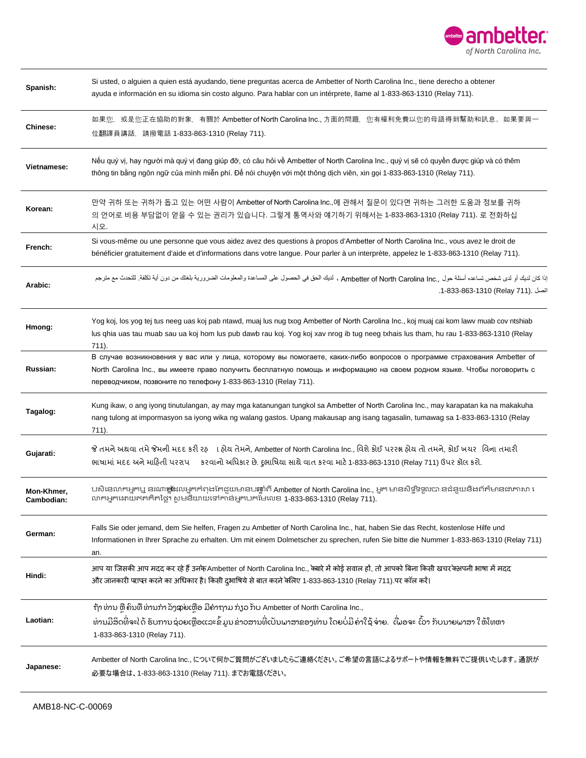| | |
|---|---|
| **Spanish:** | Si usted, o alguien a quien está ayudando, tiene preguntas acerca de Ambetter of North Carolina Inc., tiene derecho a obtener ayuda e información en su idioma sin costo alguno. Para hablar con un intérprete, llame al 1-833-863-1310 (Relay 711). |
| **Chinese:** | 如果您，或是您正在協助的對象，有關於 Ambetter of North Carolina Inc., 方面的問題，您有權利免費以您的母語得到幫助和訊息。如果要與一位翻譯員講話，請撥電話 1-833-863-1310 (Relay 711). |
| **Vietnamese:** | Nếu quý vị, hay người mà quý vị đang giúp đỡ, có câu hỏi về Ambetter of North Carolina Inc., quý vị sẽ có quyền được giúp và có thêm thông tin bằng ngôn ngữ của mình miễn phí. Để nói chuyện với một thông dịch viên, xin gọi 1-833-863-1310 (Relay 711). |
| **Korean:** | 만약 귀하 또는 귀하가 돕고 있는 어떤 사람이 Ambetter of North Carolina Inc.,에 관해서 질문이 있다면 귀하는 그러한 도움과 정보를 귀하의 언어로 비용 부담없이 얻을 수 있는 권리가 있습니다. 그렇게 통역사와 얘기하기 위해서는 1-833-863-1310 (Relay 711). 로 전화하십시오. |
| **French:** | Si vous-même ou une personne que vous aidez avez des questions à propos d'Ambetter of North Carolina Inc., vous avez le droit de bénéficier gratuitement d'aide et d'informations dans votre langue. Pour parler à un interprète, appelez le 1-833-863-1310 (Relay 711). |
| **Arabic:** | إذا كان لديك أو لدى شخص تساعده أسئلة حول Ambetter of North Carolina Inc.، لديك الحق في الحصول على المساعدة والمعلومات الضرورية بلغتك من دون أية تكلفة. للتحدث مع مترجم اتصل 1-833-863-1310 (Relay 711). |
| **Hmong:** | Yog koj, los yog tej tus neeg uas koj pab ntawd, muaj lus nug txog Ambetter of North Carolina Inc., koj muaj cai kom lawv muab cov ntshiab lus qhia uas tau muab sau ua koj hom lus pub dawb rau koj. Yog koj xav nrog ib tug neeg txhais lus tham, hu rau 1-833-863-1310 (Relay 711). |
| **Russian:** | В случае возникновения у вас или у лица, которому вы помогаете, каких-либо вопросов о программе страхования Ambetter of North Carolina Inc., вы имеете право получить бесплатную помощь и информацию на своем родном языке. Чтобы поговорить с переводчиком, позвоните по телефону 1-833-863-1310 (Relay 711). |
| **Tagalog:** | Kung ikaw, o ang iyong tinutulangan, ay may mga katanungan tungkol sa Ambetter of North Carolina Inc., may karapatan ka na makakuha nang tulong at impormasyon sa iyong wika ng walang gastos. Upang makausap ang isang tagasalin, tumawag sa 1-833-863-1310 (Relay 711). |
| **Gujarati:** | જો તમને અથવા તમે જેમની મદદ કરી રહ્યા હોય તેમને, Ambetter of North Carolina Inc., વિશે કોઈ પ્રશ્ન હોય તો તમને, કોઈ ખર્ચ વિના તમારી ભાષામાં મદદ અને માહિતી પ્રાપ્ત કરવાનો અધિકાર છે. દુભાષિયા સાથે વાત કરવા માટે 1-833-863-1310 (Relay 711) ઉપર કૉલ કરો. |
| **Mon-Khmer, Cambodian:** | បើសិនជាលោកអ្នក ឬ នរណាម្នាក់ដែលអ្នកកំពុងតែជួយមានសំណួរអំពី Ambetter of North Carolina Inc., អ្នក មានសិទ្ធិទទួលបានជំនួយនិងព័ត៌មានជាភាសារបស់លោកអ្នកដោយឥតគិតថ្លៃ។ សូមនិយាយទៅកាន់អ្នកបកប្រែលេខ 1-833-863-1310 (Relay 711). |
| **German:** | Falls Sie oder jemand, dem Sie helfen, Fragen zu Ambetter of North Carolina Inc., hat, haben Sie das Recht, kostenlose Hilfe und Informationen in Ihrer Sprache zu erhalten. Um mit einem Dolmetscher zu sprechen, rufen Sie bitte die Nummer 1-833-863-1310 (Relay 711) an. |
| **Hindi:** | आप या जिसकी आप मदद कर रहे हैं उनके Ambetter of North Carolina Inc., के बारे में कोई सवाल हों, तो आपको बिना किसी खर्च के अपनी भाषा में मदद और जानकारी प्राप्त करने का अधिकार है। किसी दुभाषिये से बात करने के लिए 1-833-863-1310 (Relay 711).पर कॉल करें। |
| **Laotian:** | ຖ້າທ່ານ ຫຼື ຄົນທີ່ທ່ານກຳລັງຊ່ວຍເຫຼືອ ມີຄຳຖາມ ກ່ຽວກັບ Ambetter of North Carolina Inc., ທ່ານມີສິດທີ່ຈະໄດ້ຮັບການຊ່ວຍເຫຼືອແລະຂໍ້ມູນຂ່າວສານທີ່ເປັນພາສາຂອງທ່ານ ໂດຍບໍ່ມີຄ່າໃຊ້ຈ່າຍ. ເພື່ອຈະ ເວົ້າກັບນາຍພາສາ ໃຫ້ໂທຫາ 1-833-863-1310 (Relay 711). |
| **Japanese:** | Ambetter of North Carolina Inc., について何かご質問がございましたらご連絡ください。ご希望の言語によるサポートや情報を無料でご提供いたします。通訳が必要な場合は、1-833-863-1310 (Relay 711). までお電話ください。 |

AMB18-NC-C-00069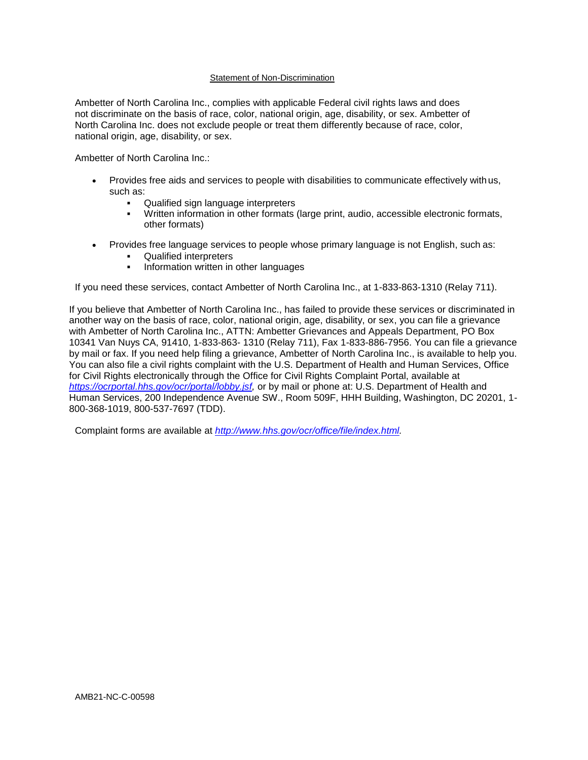## Statement of Non-Discrimination

Ambetter of North Carolina Inc., complies with applicable Federal civil rights laws and does not discriminate on the basis of race, color, national origin, age, disability, or sex. Ambetter of North Carolina Inc. does not exclude people or treat them differently because of race, color, national origin, age, disability, or sex.

Ambetter of North Carolina Inc.:

- Provides free aids and services to people with disabilities to communicate effectively with us, such as:
  - Qualified sign language interpreters
  - Written information in other formats (large print, audio, accessible electronic formats, other formats)
- Provides free language services to people whose primary language is not English, such as:
  - Qualified interpreters
  - Information written in other languages

If you need these services, contact Ambetter of North Carolina Inc., at 1-833-863-1310 (Relay 711).

If you believe that Ambetter of North Carolina Inc., has failed to provide these services or discriminated in another way on the basis of race, color, national origin, age, disability, or sex, you can file a grievance with Ambetter of North Carolina Inc., ATTN: Ambetter Grievances and Appeals Department, PO Box 10341 Van Nuys CA, 91410, 1-833-863- 1310 (Relay 711), Fax 1-833-886-7956. You can file a grievance by mail or fax. If you need help filing a grievance, Ambetter of North Carolina Inc., is available to help you. You can also file a civil rights complaint with the U.S. Department of Health and Human Services, Office for Civil Rights electronically through the Office for Civil Rights Complaint Portal, available at *https://ocrportal.hhs.gov/ocr/portal/lobby.jsf,* or by mail or phone at: U.S. Department of Health and Human Services, 200 Independence Avenue SW., Room 509F, HHH Building, Washington, DC 20201, 1-800-368-1019, 800-537-7697 (TDD).

Complaint forms are available at *http://www.hhs.gov/ocr/office/file/index.html.*

AMB21-NC-C-00598